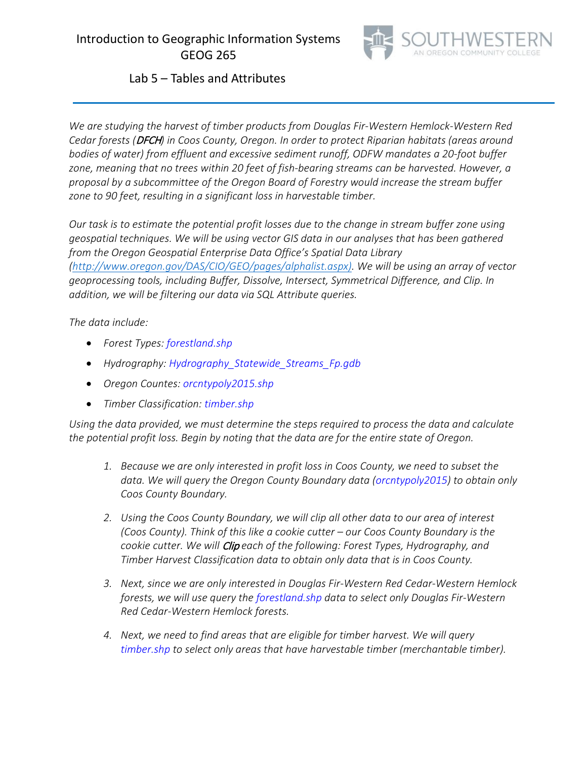# Introduction to Geographic Information Systems GEOG 265

SOUTHWESTERN
AN OREGON COMMUNITY COLLEGE

## Lab 5 – Tables and Attributes

---

*We are studying the harvest of timber products from Douglas Fir-Western Hemlock-Western Red Cedar forests (DFCH) in Coos County, Oregon. In order to protect Riparian habitats (areas around bodies of water) from effluent and excessive sediment runoff, ODFW mandates a 20-foot buffer zone, meaning that no trees within 20 feet of fish-bearing streams can be harvested. However, a proposal by a subcommittee of the Oregon Board of Forestry would increase the stream buffer zone to 90 feet, resulting in a significant loss in harvestable timber.*

*Our task is to estimate the potential profit losses due to the change in stream buffer zone using geospatial techniques. We will be using vector GIS data in our analyses that has been gathered from the Oregon Geospatial Enterprise Data Office's Spatial Data Library (http://www.oregon.gov/DAS/CIO/GEO/pages/alphalist.aspx). We will be using an array of vector geoprocessing tools, including Buffer, Dissolve, Intersect, Symmetrical Difference, and Clip. In addition, we will be filtering our data via SQL Attribute queries.*

*The data include:*

- *Forest Types: forestland.shp*
- *Hydrography: Hydrography_Statewide_Streams_Fp.gdb*
- *Oregon Countes: orcntypoly2015.shp*
- *Timber Classification: timber.shp*

*Using the data provided, we must determine the steps required to process the data and calculate the potential profit loss. Begin by noting that the data are for the entire state of Oregon.*

1. *Because we are only interested in profit loss in Coos County, we need to subset the data. We will query the Oregon County Boundary data (orcntypoly2015) to obtain only Coos County Boundary.*

2. *Using the Coos County Boundary, we will clip all other data to our area of interest (Coos County). Think of this like a cookie cutter – our Coos County Boundary is the cookie cutter. We will Clip each of the following: Forest Types, Hydrography, and Timber Harvest Classification data to obtain only data that is in Coos County.*

3. *Next, since we are only interested in Douglas Fir-Western Red Cedar-Western Hemlock forests, we will use query the forestland.shp data to select only Douglas Fir-Western Red Cedar-Western Hemlock forests.*

4. *Next, we need to find areas that are eligible for timber harvest. We will query timber.shp to select only areas that have harvestable timber (merchantable timber).*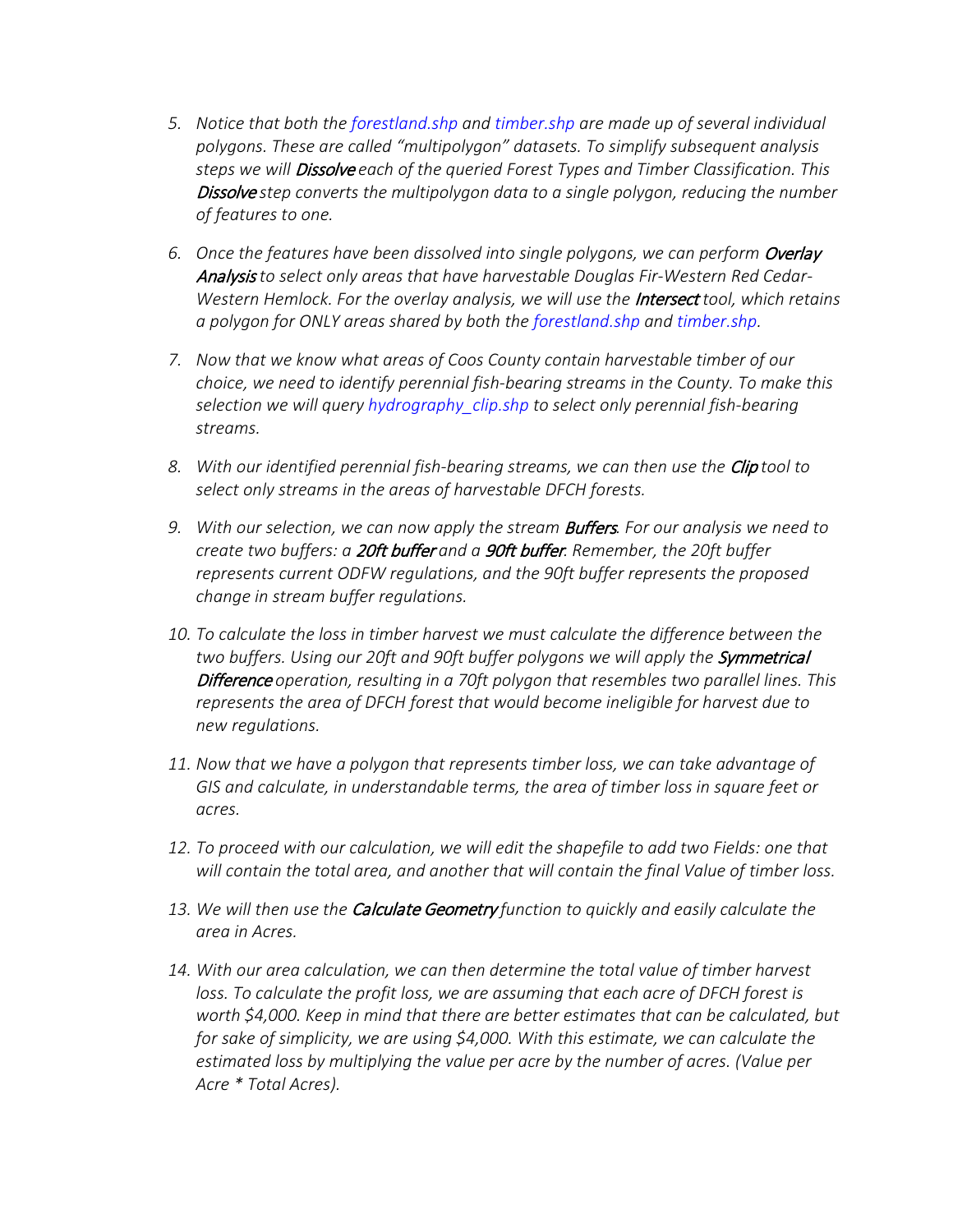5. *Notice that both the forestland.shp and timber.shp are made up of several individual polygons. These are called "multipolygon" datasets. To simplify subsequent analysis steps we will **Dissolve** each of the queried Forest Types and Timber Classification. This **Dissolve** step converts the multipolygon data to a single polygon, reducing the number of features to one.*

6. *Once the features have been dissolved into single polygons, we can perform **Overlay Analysis** to select only areas that have harvestable Douglas Fir-Western Red Cedar-Western Hemlock. For the overlay analysis, we will use the **Intersect** tool, which retains a polygon for ONLY areas shared by both the forestland.shp and timber.shp.*

7. *Now that we know what areas of Coos County contain harvestable timber of our choice, we need to identify perennial fish-bearing streams in the County. To make this selection we will query hydrography_clip.shp to select only perennial fish-bearing streams.*

8. *With our identified perennial fish-bearing streams, we can then use the **Clip** tool to select only streams in the areas of harvestable DFCH forests.*

9. *With our selection, we can now apply the stream **Buffers**. For our analysis we need to create two buffers: a **20ft buffer** and a **90ft buffer**. Remember, the 20ft buffer represents current ODFW regulations, and the 90ft buffer represents the proposed change in stream buffer regulations.*

10. *To calculate the loss in timber harvest we must calculate the difference between the two buffers. Using our 20ft and 90ft buffer polygons we will apply the **Symmetrical Difference** operation, resulting in a 70ft polygon that resembles two parallel lines. This represents the area of DFCH forest that would become ineligible for harvest due to new regulations.*

11. *Now that we have a polygon that represents timber loss, we can take advantage of GIS and calculate, in understandable terms, the area of timber loss in square feet or acres.*

12. *To proceed with our calculation, we will edit the shapefile to add two Fields: one that will contain the total area, and another that will contain the final Value of timber loss.*

13. *We will then use the **Calculate Geometry** function to quickly and easily calculate the area in Acres.*

14. *With our area calculation, we can then determine the total value of timber harvest loss. To calculate the profit loss, we are assuming that each acre of DFCH forest is worth $4,000. Keep in mind that there are better estimates that can be calculated, but for sake of simplicity, we are using $4,000. With this estimate, we can calculate the estimated loss by multiplying the value per acre by the number of acres. (Value per Acre * Total Acres).*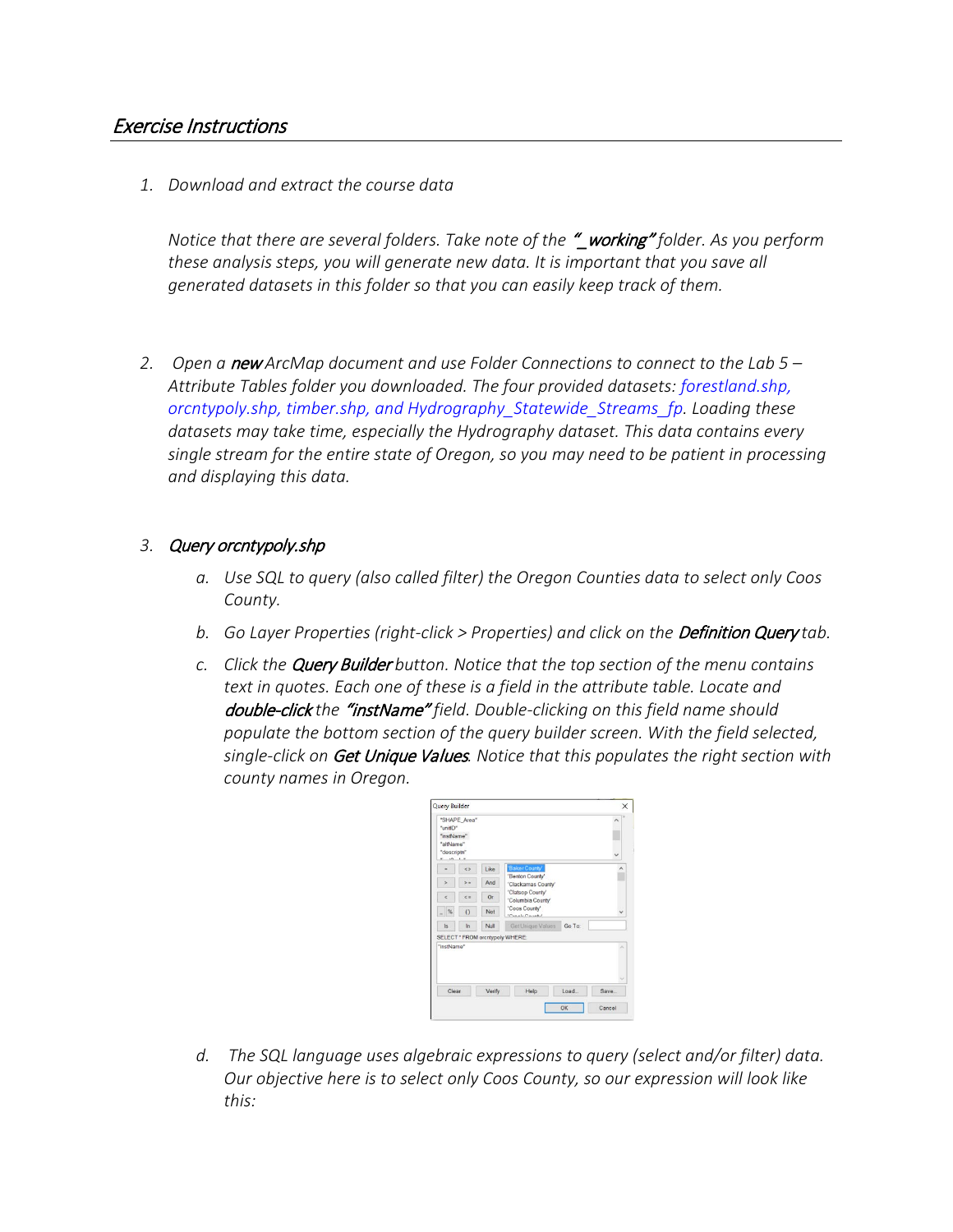## *Exercise Instructions*

1. *Download and extract the course data*

   *Notice that there are several folders. Take note of the **"_working"** folder. As you perform these analysis steps, you will generate new data. It is important that you save all generated datasets in this folder so that you can easily keep track of them.*

2. *Open a **new** ArcMap document and use Folder Connections to connect to the Lab 5 – Attribute Tables folder you downloaded. The four provided datasets: forestland.shp, orcntypoly.shp, timber.shp, and Hydrography_Statewide_Streams_fp. Loading these datasets may take time, especially the Hydrography dataset. This data contains every single stream for the entire state of Oregon, so you may need to be patient in processing and displaying this data.*

3. ***Query orcntypoly.shp***

   a. *Use SQL to query (also called filter) the Oregon Counties data to select only Coos County.*

   b. *Go Layer Properties (right-click > Properties) and click on the **Definition Query** tab.*

   c. *Click the **Query Builder** button. Notice that the top section of the menu contains text in quotes. Each one of these is a field in the attribute table. Locate and **double-click** the **"instName"** field. Double-clicking on this field name should populate the bottom section of the query builder screen. With the field selected, single-click on **Get Unique Values**. Notice that this populates the right section with county names in Oregon.*

   d. *The SQL language uses algebraic expressions to query (select and/or filter) data. Our objective here is to select only Coos County, so our expression will look like this:*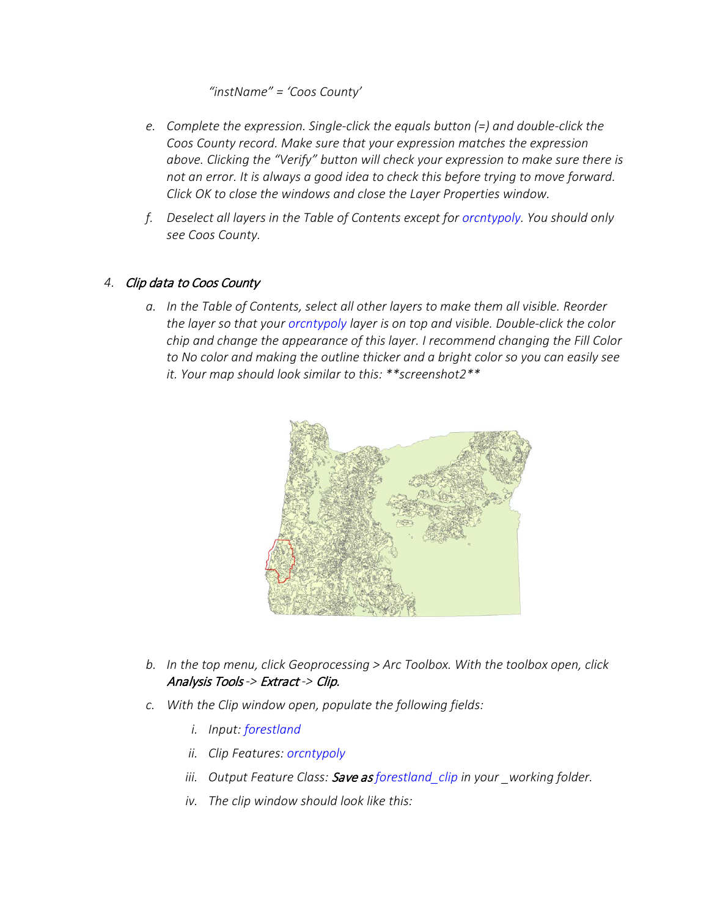*"instName" = 'Coos County'*

e. *Complete the expression. Single-click the equals button (=) and double-click the Coos County record. Make sure that your expression matches the expression above. Clicking the "Verify" button will check your expression to make sure there is not an error. It is always a good idea to check this before trying to move forward. Click OK to close the windows and close the Layer Properties window.*

f. *Deselect all layers in the Table of Contents except for orcntypoly. You should only see Coos County.*

4. ***Clip data to Coos County***

   a. *In the Table of Contents, select all other layers to make them all visible. Reorder the layer so that your orcntypoly layer is on top and visible. Double-click the color chip and change the appearance of this layer. I recommend changing the Fill Color to No color and making the outline thicker and a bright color so you can easily see it. Your map should look similar to this: **screenshot2***

   b. *In the top menu, click Geoprocessing > Arc Toolbox. With the toolbox open, click **Analysis Tools** -> **Extract** -> **Clip.***

   c. *With the Clip window open, populate the following fields:*

      i. *Input: forestland*

      ii. *Clip Features: orcntypoly*

      iii. *Output Feature Class: **Save as** forestland_clip in your _working folder.*

      iv. *The clip window should look like this:*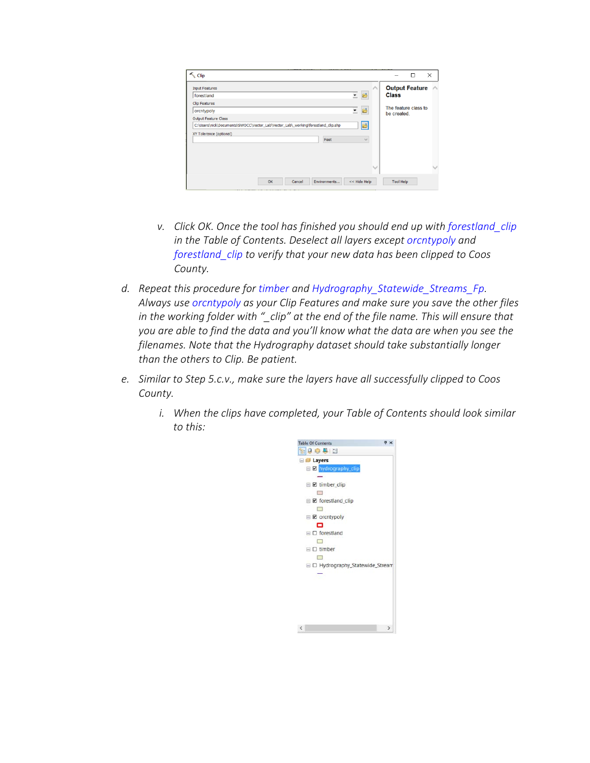v. *Click OK. Once the tool has finished you should end up with forestland_clip in the Table of Contents. Deselect all layers except orcntypoly and forestland_clip to verify that your new data has been clipped to Coos County.*

d. *Repeat this procedure for timber and Hydrography_Statewide_Streams_Fp. Always use orcntypoly as your Clip Features and make sure you save the other files in the working folder with "_clip" at the end of the file name. This will ensure that you are able to find the data and you'll know what the data are when you see the filenames. Note that the Hydrography dataset should take substantially longer than the others to Clip. Be patient.*

e. *Similar to Step 5.c.v., make sure the layers have all successfully clipped to Coos County.*

i. *When the clips have completed, your Table of Contents should look similar to this:*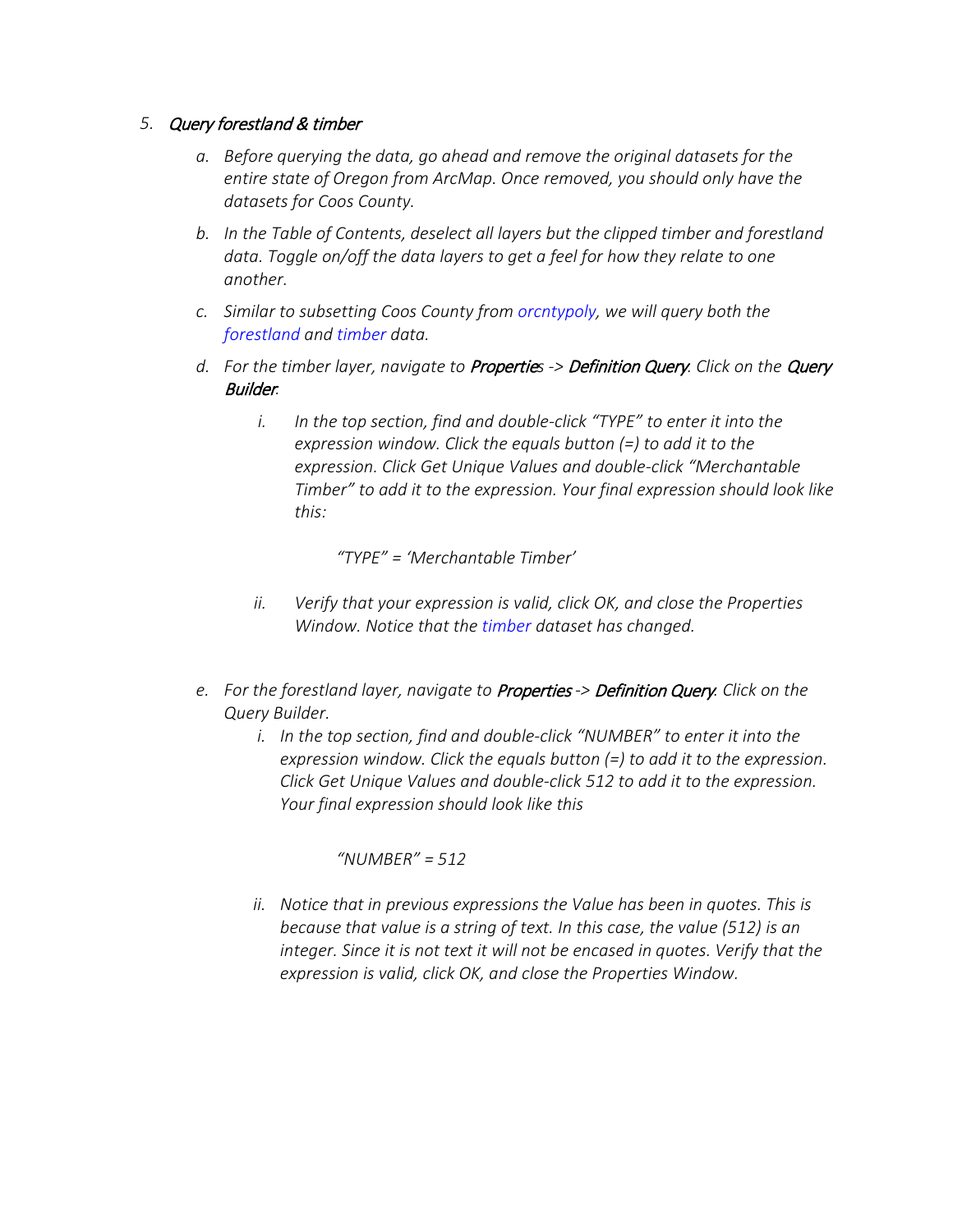5. *Query forestland & timber*

    a. *Before querying the data, go ahead and remove the original datasets for the entire state of Oregon from ArcMap. Once removed, you should only have the datasets for Coos County.*

    b. *In the Table of Contents, deselect all layers but the clipped timber and forestland data. Toggle on/off the data layers to get a feel for how they relate to one another.*

    c. *Similar to subsetting Coos County from orcntypoly, we will query both the forestland and timber data.*

    d. *For the timber layer, navigate to **Properties** -> **Definition Query**. Click on the **Query Builder**.*

        i. *In the top section, find and double-click "TYPE" to enter it into the expression window. Click the equals button (=) to add it to the expression. Click Get Unique Values and double-click "Merchantable Timber" to add it to the expression. Your final expression should look like this:*

            *"TYPE" = 'Merchantable Timber'*

        ii. *Verify that your expression is valid, click OK, and close the Properties Window. Notice that the timber dataset has changed.*

    e. *For the forestland layer, navigate to **Properties** -> **Definition Query**. Click on the Query Builder.*

        i. *In the top section, find and double-click "NUMBER" to enter it into the expression window. Click the equals button (=) to add it to the expression. Click Get Unique Values and double-click 512 to add it to the expression. Your final expression should look like this*

            *"NUMBER" = 512*

        ii. *Notice that in previous expressions the Value has been in quotes. This is because that value is a string of text. In this case, the value (512) is an integer. Since it is not text it will not be encased in quotes. Verify that the expression is valid, click OK, and close the Properties Window.*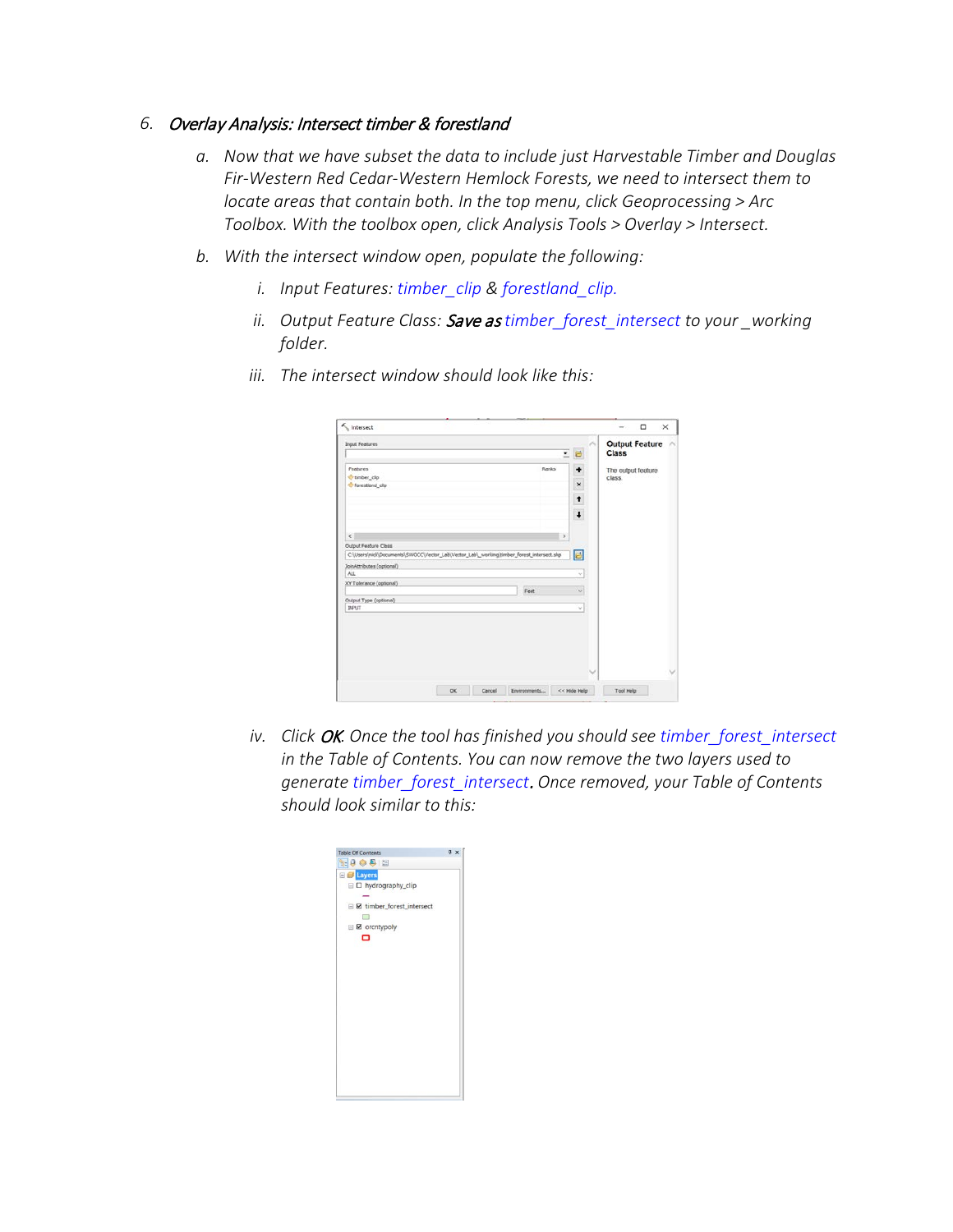6. *Overlay Analysis: Intersect timber & forestland*

   a. *Now that we have subset the data to include just Harvestable Timber and Douglas Fir-Western Red Cedar-Western Hemlock Forests, we need to intersect them to locate areas that contain both. In the top menu, click Geoprocessing > Arc Toolbox. With the toolbox open, click Analysis Tools > Overlay > Intersect.*

   b. *With the intersect window open, populate the following:*

      i. *Input Features: timber_clip & forestland_clip.*

      ii. *Output Feature Class: **Save as** timber_forest_intersect to your _working folder.*

      iii. *The intersect window should look like this:*

      iv. *Click **OK**. Once the tool has finished you should see timber_forest_intersect in the Table of Contents. You can now remove the two layers used to generate timber_forest_intersect. Once removed, your Table of Contents should look similar to this:*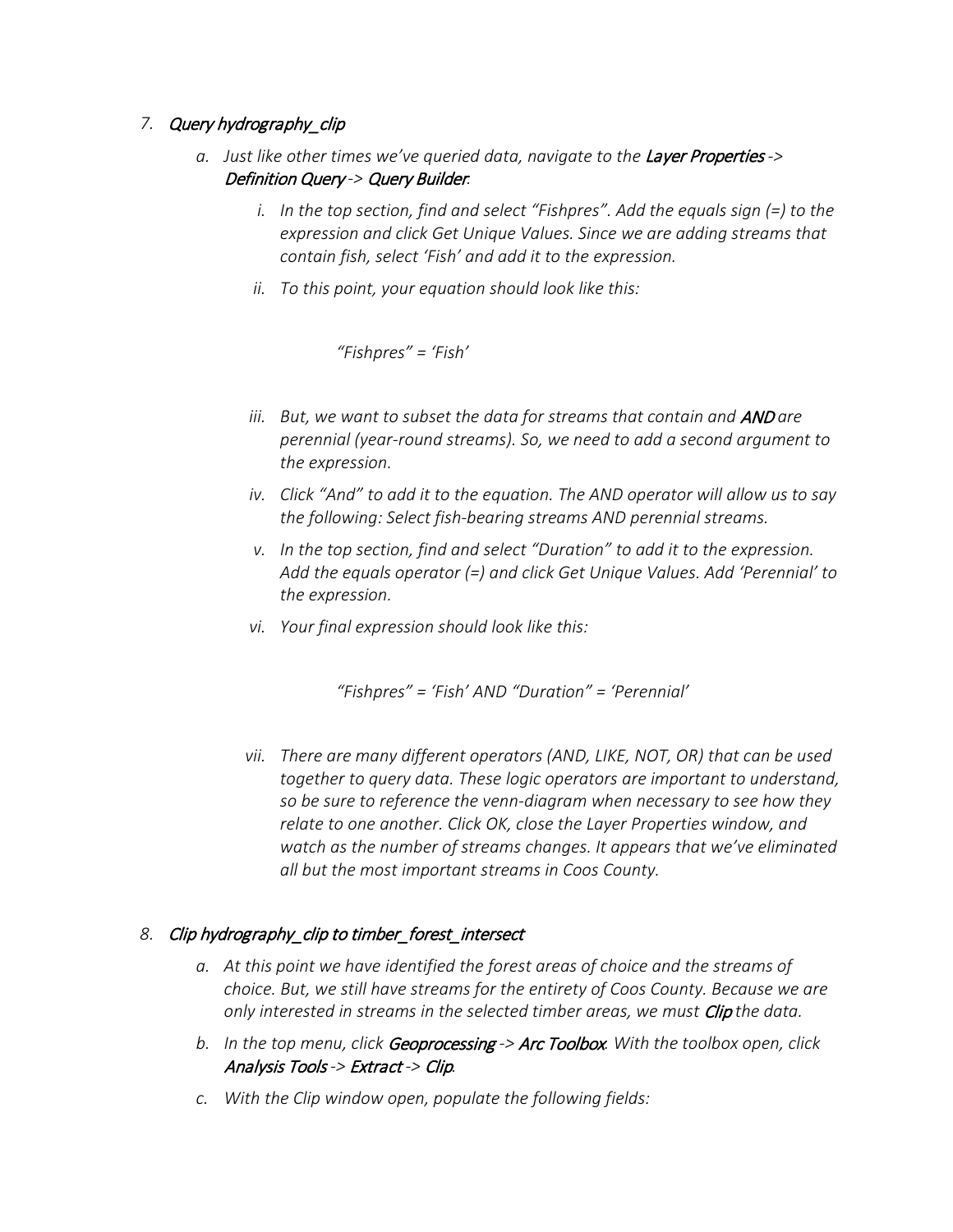7. *Query hydrography_clip*

    a. *Just like other times we've queried data, navigate to the **Layer Properties** -> **Definition Query** -> **Query Builder**.*

        i. *In the top section, find and select "Fishpres". Add the equals sign (=) to the expression and click Get Unique Values. Since we are adding streams that contain fish, select 'Fish' and add it to the expression.*

        ii. *To this point, your equation should look like this:*

            *"Fishpres" = 'Fish'*

        iii. *But, we want to subset the data for streams that contain and **AND** are perennial (year-round streams). So, we need to add a second argument to the expression.*

        iv. *Click "And" to add it to the equation. The AND operator will allow us to say the following: Select fish-bearing streams AND perennial streams.*

        v. *In the top section, find and select "Duration" to add it to the expression. Add the equals operator (=) and click Get Unique Values. Add 'Perennial' to the expression.*

        vi. *Your final expression should look like this:*

            *"Fishpres" = 'Fish' AND "Duration" = 'Perennial'*

        vii. *There are many different operators (AND, LIKE, NOT, OR) that can be used together to query data. These logic operators are important to understand, so be sure to reference the venn-diagram when necessary to see how they relate to one another. Click OK, close the Layer Properties window, and watch as the number of streams changes. It appears that we've eliminated all but the most important streams in Coos County.*

8. *Clip hydrography_clip to timber_forest_intersect*

    a. *At this point we have identified the forest areas of choice and the streams of choice. But, we still have streams for the entirety of Coos County. Because we are only interested in streams in the selected timber areas, we must **Clip** the data.*

    b. *In the top menu, click **Geoprocessing** -> **Arc Toolbox**. With the toolbox open, click **Analysis Tools** -> **Extract** -> **Clip**.*

    c. *With the Clip window open, populate the following fields:*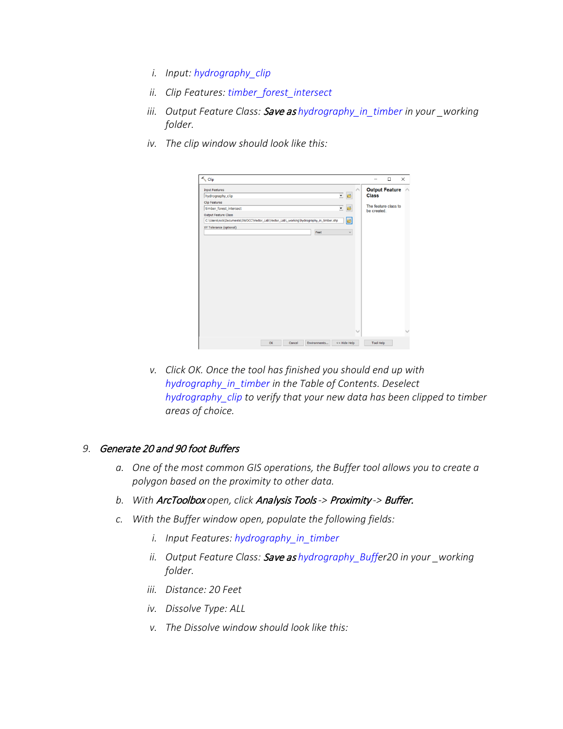i. *Input: hydrography_clip*

ii. *Clip Features: timber_forest_intersect*

iii. *Output Feature Class: **Save as** hydrography_in_timber in your _working folder.*

iv. *The clip window should look like this:*

v. *Click OK. Once the tool has finished you should end up with hydrography_in_timber in the Table of Contents. Deselect hydrography_clip to verify that your new data has been clipped to timber areas of choice.*

9. ***Generate 20 and 90 foot Buffers***

   a. *One of the most common GIS operations, the Buffer tool allows you to create a polygon based on the proximity to other data.*

   b. *With **ArcToolbox** open, click **Analysis Tools** -> **Proximity** -> **Buffer.***

   c. *With the Buffer window open, populate the following fields:*

      i. *Input Features: hydrography_in_timber*

      ii. *Output Feature Class: **Save as** hydrography_Buffer20 in your _working folder.*

      iii. *Distance: 20 Feet*

      iv. *Dissolve Type: ALL*

      v. *The Dissolve window should look like this:*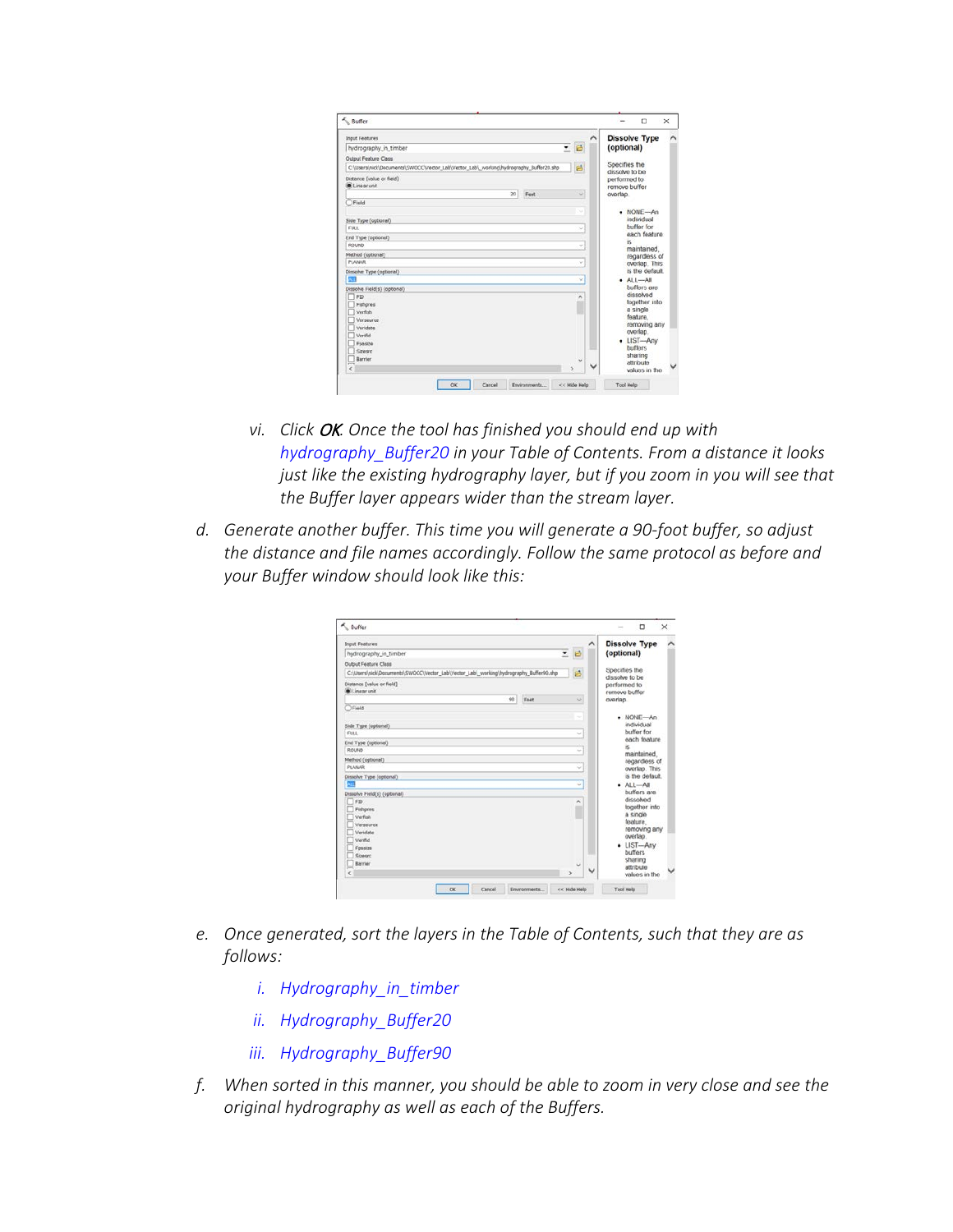vi. *Click **OK**. Once the tool has finished you should end up with hydrography_Buffer20 in your Table of Contents. From a distance it looks just like the existing hydrography layer, but if you zoom in you will see that the Buffer layer appears wider than the stream layer.*

d. *Generate another buffer. This time you will generate a 90-foot buffer, so adjust the distance and file names accordingly. Follow the same protocol as before and your Buffer window should look like this:*

e. *Once generated, sort the layers in the Table of Contents, such that they are as follows:*

   i. *Hydrography_in_timber*

   ii. *Hydrography_Buffer20*

   iii. *Hydrography_Buffer90*

f. *When sorted in this manner, you should be able to zoom in very close and see the original hydrography as well as each of the Buffers.*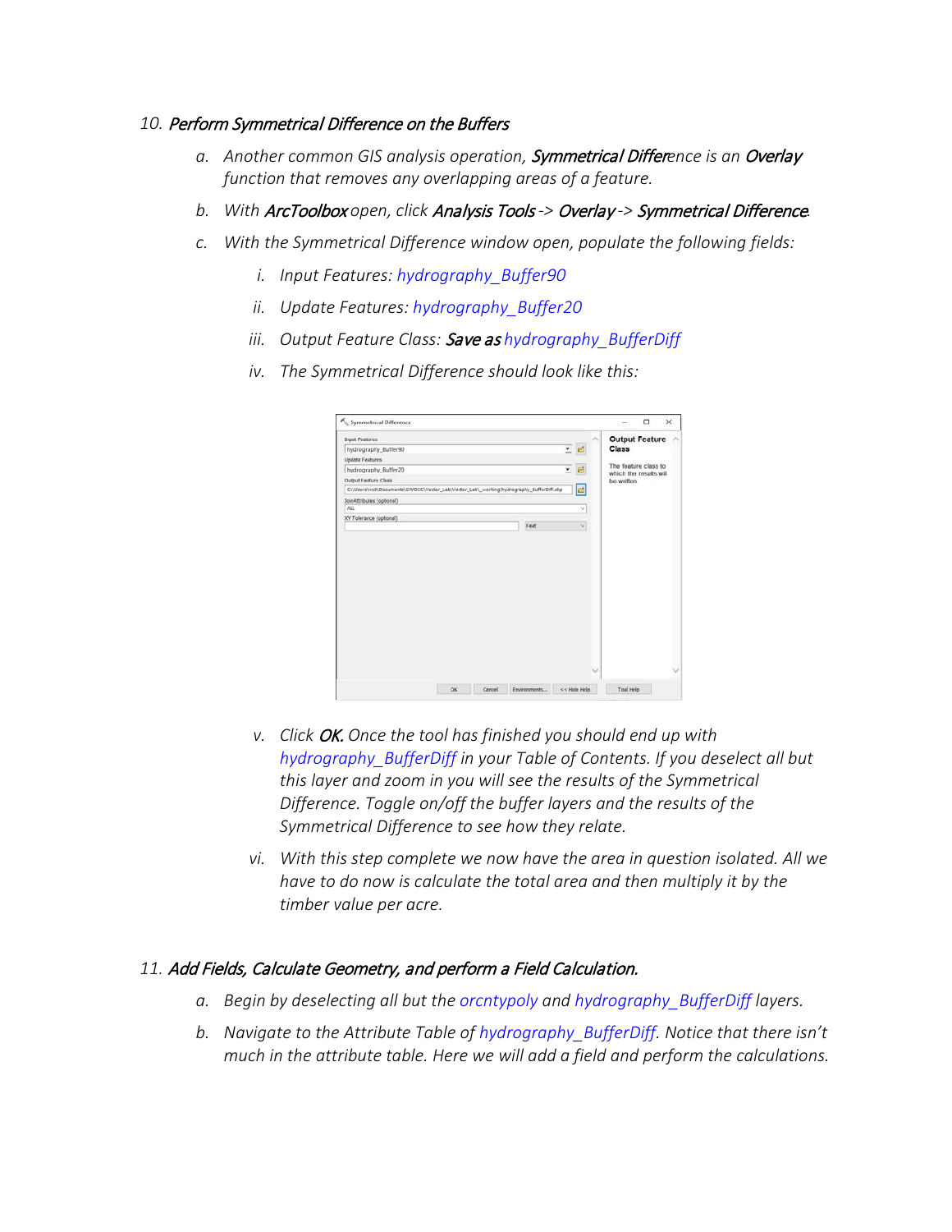10. *Perform Symmetrical Difference on the Buffers*

    a. *Another common GIS analysis operation, **Symmetrical Difference** is an **Overlay** function that removes any overlapping areas of a feature.*

    b. *With **ArcToolbox** open, click **Analysis Tools** -> **Overlay** -> **Symmetrical Difference**.*

    c. *With the Symmetrical Difference window open, populate the following fields:*

        i. *Input Features: hydrography_Buffer90*

        ii. *Update Features: hydrography_Buffer20*

        iii. *Output Feature Class: **Save as** hydrography_BufferDiff*

        iv. *The Symmetrical Difference should look like this:*

        v. *Click **OK**. Once the tool has finished you should end up with hydrography_BufferDiff in your Table of Contents. If you deselect all but this layer and zoom in you will see the results of the Symmetrical Difference. Toggle on/off the buffer layers and the results of the Symmetrical Difference to see how they relate.*

        vi. *With this step complete we now have the area in question isolated. All we have to do now is calculate the total area and then multiply it by the timber value per acre.*

11. ***Add Fields, Calculate Geometry, and perform a Field Calculation.***

    a. *Begin by deselecting all but the orcntypoly and hydrography_BufferDiff layers.*

    b. *Navigate to the Attribute Table of hydrography_BufferDiff. Notice that there isn't much in the attribute table. Here we will add a field and perform the calculations.*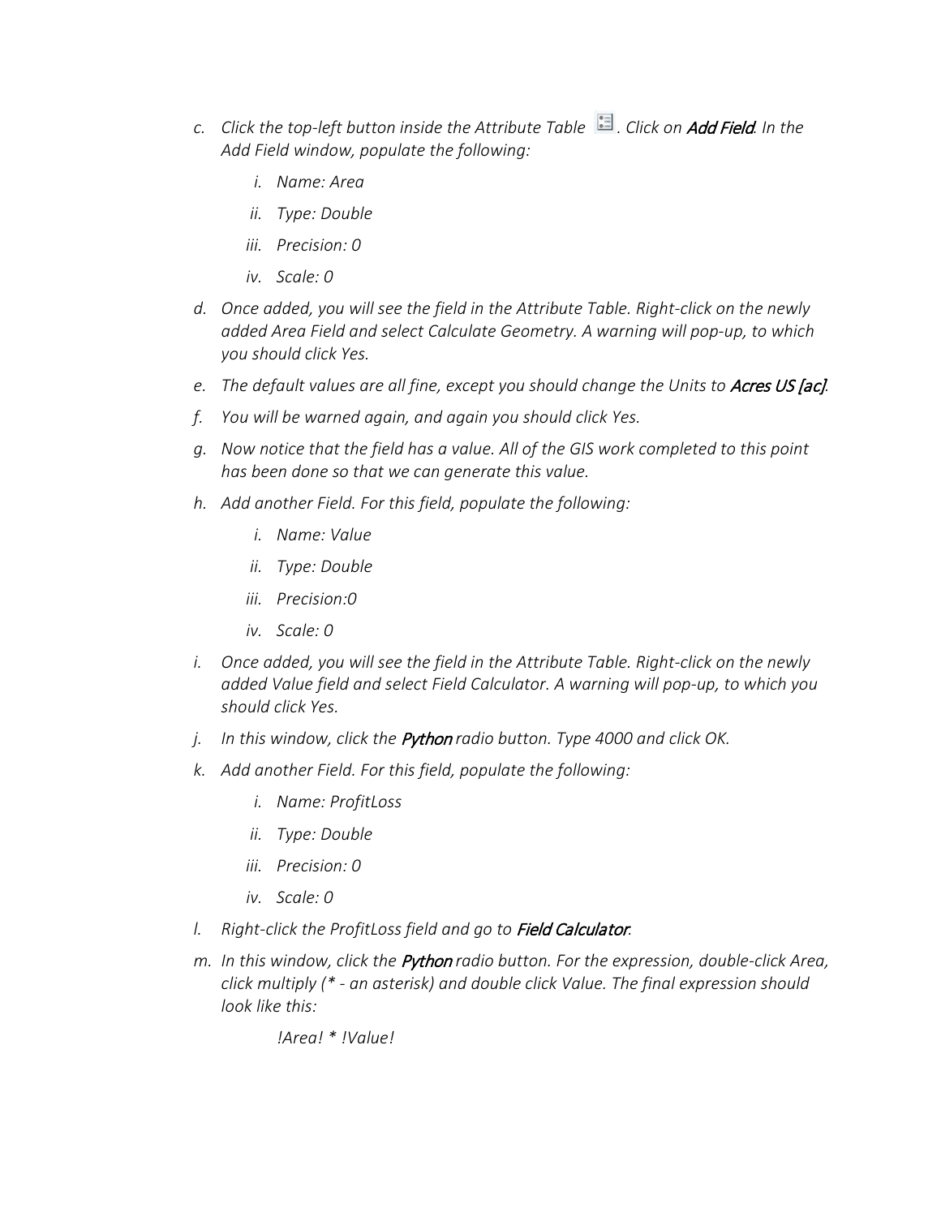c. *Click the top-left button inside the Attribute Table . Click on **Add Field**. In the Add Field window, populate the following:*

    i. *Name: Area*

    ii. *Type: Double*

    iii. *Precision: 0*

    iv. *Scale: 0*

d. *Once added, you will see the field in the Attribute Table. Right-click on the newly added Area Field and select Calculate Geometry. A warning will pop-up, to which you should click Yes.*

e. *The default values are all fine, except you should change the Units to **Acres US [ac]**.*

f. *You will be warned again, and again you should click Yes.*

g. *Now notice that the field has a value. All of the GIS work completed to this point has been done so that we can generate this value.*

h. *Add another Field. For this field, populate the following:*

    i. *Name: Value*

    ii. *Type: Double*

    iii. *Precision:0*

    iv. *Scale: 0*

i. *Once added, you will see the field in the Attribute Table. Right-click on the newly added Value field and select Field Calculator. A warning will pop-up, to which you should click Yes.*

j. *In this window, click the **Python** radio button. Type 4000 and click OK.*

k. *Add another Field. For this field, populate the following:*

    i. *Name: ProfitLoss*

    ii. *Type: Double*

    iii. *Precision: 0*

    iv. *Scale: 0*

l. *Right-click the ProfitLoss field and go to **Field Calculator**.*

m. *In this window, click the **Python** radio button. For the expression, double-click Area, click multiply (* - an asterisk) and double click Value. The final expression should look like this:*

    *!Area! * !Value!*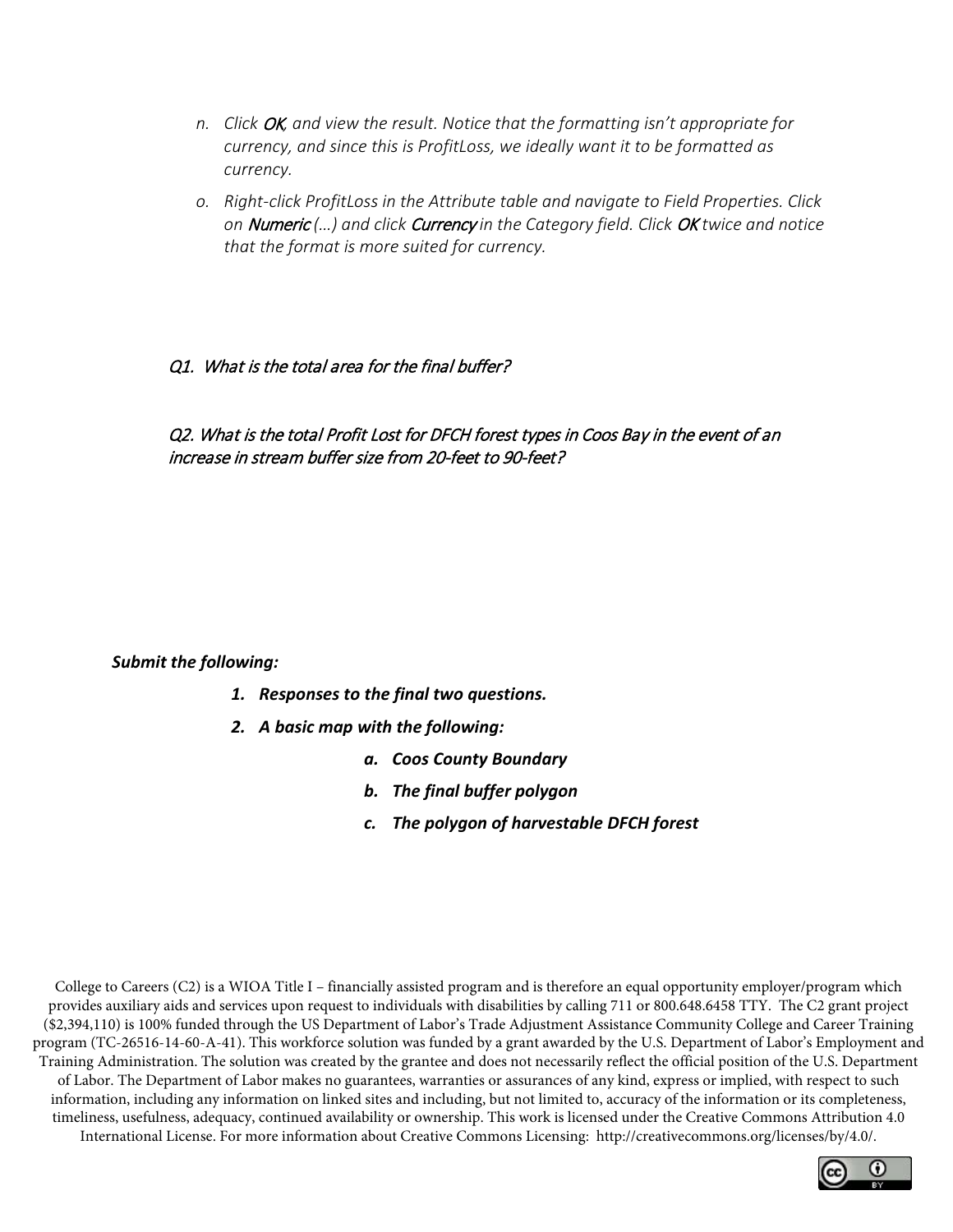n. *Click **OK**, and view the result. Notice that the formatting isn't appropriate for currency, and since this is ProfitLoss, we ideally want it to be formatted as currency.*

o. *Right-click ProfitLoss in the Attribute table and navigate to Field Properties. Click on **Numeric** (...) and click **Currency** in the Category field. Click **OK** twice and notice that the format is more suited for currency.*

*Q1. What is the total area for the final buffer?*

*Q2. What is the total Profit Lost for DFCH forest types in Coos Bay in the event of an increase in stream buffer size from 20-feet to 90-feet?*

***Submit the following:***

1. ***Responses to the final two questions.***
2. ***A basic map with the following:***
   a. ***Coos County Boundary***
   b. ***The final buffer polygon***
   c. ***The polygon of harvestable DFCH forest***

College to Careers (C2) is a WIOA Title I – financially assisted program and is therefore an equal opportunity employer/program which provides auxiliary aids and services upon request to individuals with disabilities by calling 711 or 800.648.6458 TTY. The C2 grant project ($2,394,110) is 100% funded through the US Department of Labor's Trade Adjustment Assistance Community College and Career Training program (TC-26516-14-60-A-41). This workforce solution was funded by a grant awarded by the U.S. Department of Labor's Employment and Training Administration. The solution was created by the grantee and does not necessarily reflect the official position of the U.S. Department of Labor. The Department of Labor makes no guarantees, warranties or assurances of any kind, express or implied, with respect to such information, including any information on linked sites and including, but not limited to, accuracy of the information or its completeness, timeliness, usefulness, adequacy, continued availability or ownership. This work is licensed under the Creative Commons Attribution 4.0 International License. For more information about Creative Commons Licensing: http://creativecommons.org/licenses/by/4.0/.